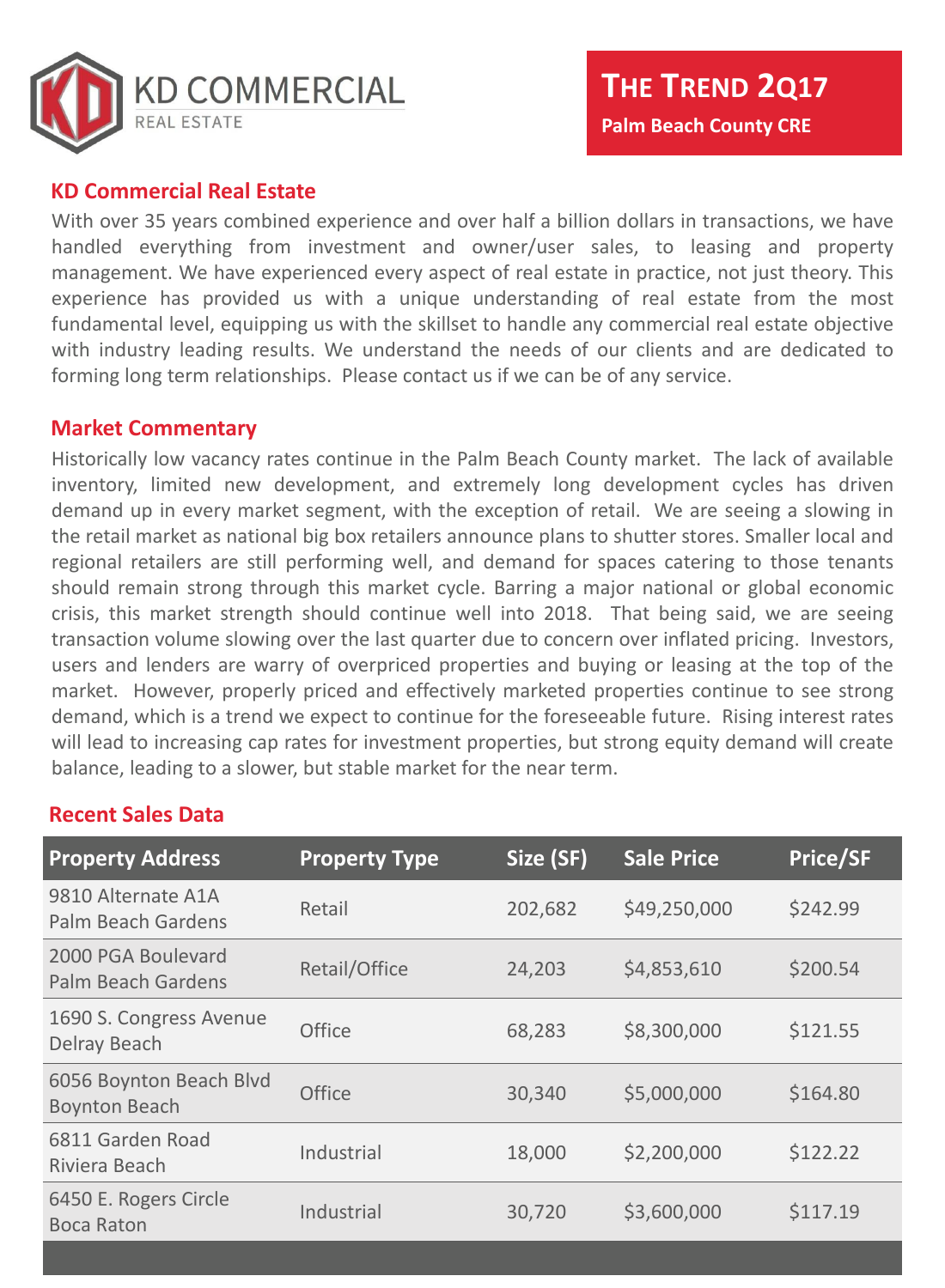KD COMMERCIAL
REAL ESTATE

# THE TREND 2Q17

**Palm Beach County CRE**

## KD Commercial Real Estate

With over 35 years combined experience and over half a billion dollars in transactions, we have handled everything from investment and owner/user sales, to leasing and property management. We have experienced every aspect of real estate in practice, not just theory. This experience has provided us with a unique understanding of real estate from the most fundamental level, equipping us with the skillset to handle any commercial real estate objective with industry leading results. We understand the needs of our clients and are dedicated to forming long term relationships. Please contact us if we can be of any service.

## Market Commentary

Historically low vacancy rates continue in the Palm Beach County market. The lack of available inventory, limited new development, and extremely long development cycles has driven demand up in every market segment, with the exception of retail. We are seeing a slowing in the retail market as national big box retailers announce plans to shutter stores. Smaller local and regional retailers are still performing well, and demand for spaces catering to those tenants should remain strong through this market cycle. Barring a major national or global economic crisis, this market strength should continue well into 2018. That being said, we are seeing transaction volume slowing over the last quarter due to concern over inflated pricing. Investors, users and lenders are warry of overpriced properties and buying or leasing at the top of the market. However, properly priced and effectively marketed properties continue to see strong demand, which is a trend we expect to continue for the foreseeable future. Rising interest rates will lead to increasing cap rates for investment properties, but strong equity demand will create balance, leading to a slower, but stable market for the near term.

## Recent Sales Data

| Property Address | Property Type | Size (SF) | Sale Price | Price/SF |
|---|---|---|---|---|
| 9810 Alternate A1A Palm Beach Gardens | Retail | 202,682 | $49,250,000 | $242.99 |
| 2000 PGA Boulevard Palm Beach Gardens | Retail/Office | 24,203 | $4,853,610 | $200.54 |
| 1690 S. Congress Avenue Delray Beach | Office | 68,283 | $8,300,000 | $121.55 |
| 6056 Boynton Beach Blvd Boynton Beach | Office | 30,340 | $5,000,000 | $164.80 |
| 6811 Garden Road Riviera Beach | Industrial | 18,000 | $2,200,000 | $122.22 |
| 6450 E. Rogers Circle Boca Raton | Industrial | 30,720 | $3,600,000 | $117.19 |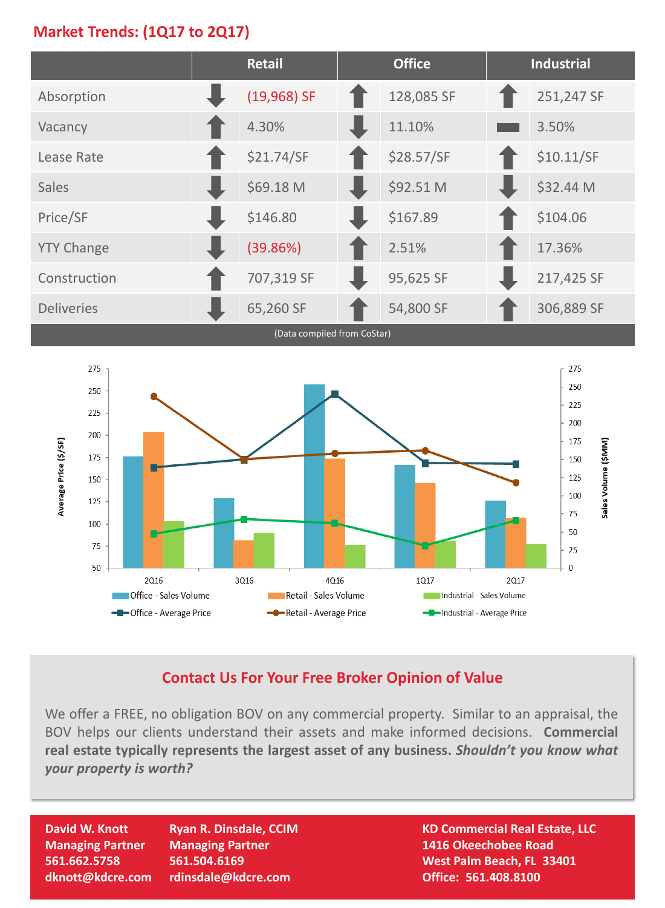## Market Trends: (1Q17 to 2Q17)

| | Retail | | Office | | Industrial | |
|---|---|---|---|---|---|---|
| Absorption | ↓ | (19,968) SF | ↑ | 128,085 SF | ↑ | 251,247 SF |
| Vacancy | ↑ | 4.30% | ↓ | 11.10% | — | 3.50% |
| Lease Rate | ↑ | $21.74/SF | ↑ | $28.57/SF | ↑ | $10.11/SF |
| Sales | ↓ | $69.18 M | ↓ | $92.51 M | ↓ | $32.44 M |
| Price/SF | ↓ | $146.80 | ↓ | $167.89 | ↑ | $104.06 |
| YTY Change | ↓ | (39.86%) | ↑ | 2.51% | ↑ | 17.36% |
| Construction | ↑ | 707,319 SF | ↓ | 95,625 SF | ↓ | 217,425 SF |
| Deliveries | ↓ | 65,260 SF | ↑ | 54,800 SF | ↑ | 306,889 SF |

(Data compiled from CoStar)

Average Price ($/SF)
275
250
225
200
175
150
125
100
75
50

Sales Volume ($MM)
275
250
225
200
175
150
125
100
75
50
25
0

2Q16
3Q16
4Q16
1Q17
2Q17

Office - Sales Volume
Retail - Sales Volume
Industrial - Sales Volume
Office - Average Price
Retail - Average Price
Industrial - Average Price

## Contact Us For Your Free Broker Opinion of Value

We offer a FREE, no obligation BOV on any commercial property. Similar to an appraisal, the BOV helps our clients understand their assets and make informed decisions. **Commercial real estate typically represents the largest asset of any business.** ***Shouldn't you know what your property is worth?***

**David W. Knott**
**Managing Partner**
**561.662.5758**
**dknott@kdcre.com**

**Ryan R. Dinsdale, CCIM**
**Managing Partner**
**561.504.6169**
**rdinsdale@kdcre.com**

**KD Commercial Real Estate, LLC**
**1416 Okeechobee Road**
**West Palm Beach, FL 33401**
**Office: 561.408.8100**